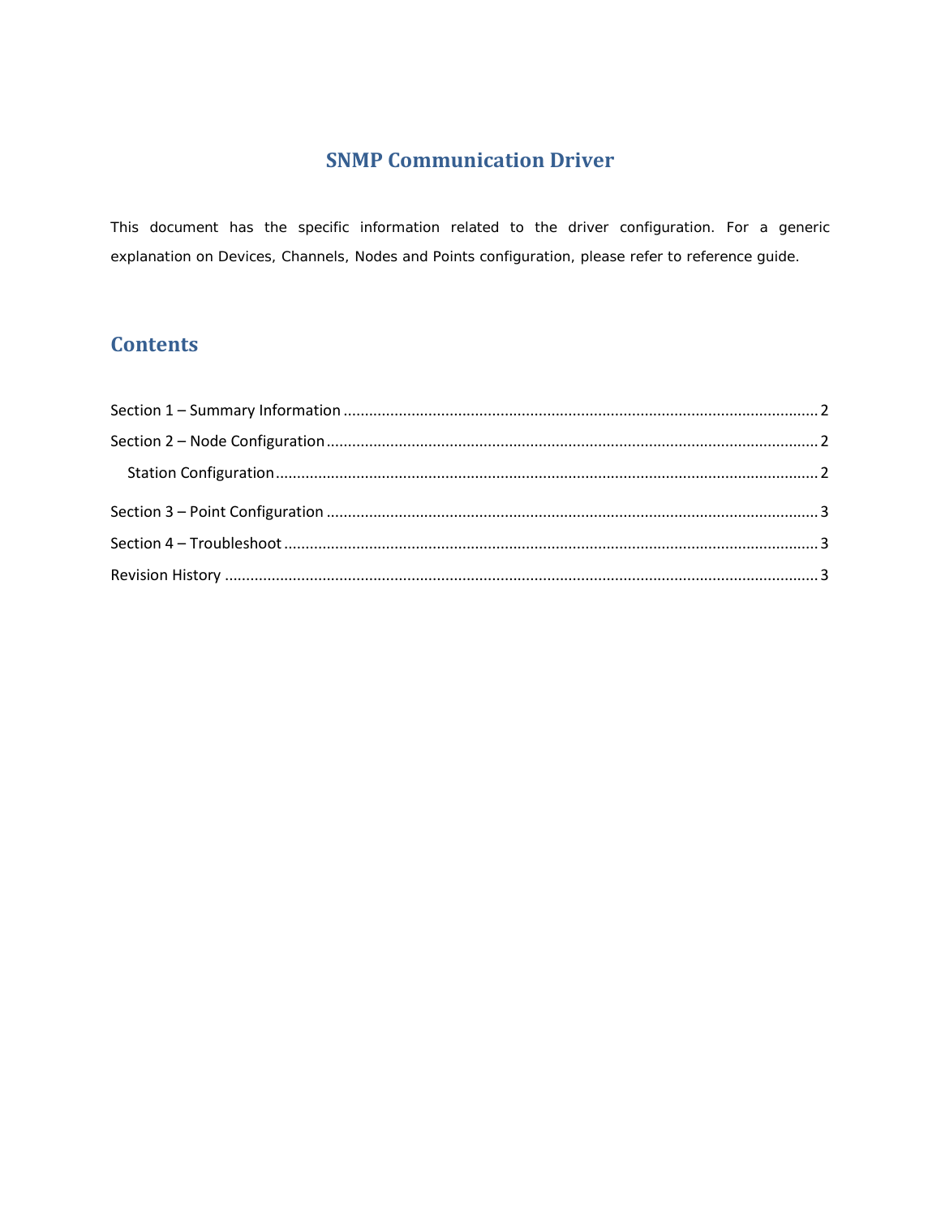# SNMP Communication Driver

This document has the specific information related to the driver configuration. For a generic explanation on Devices, Channels, Nodes and Points configuration, please refer to reference guide.

## Contents

Section 1 – Summary Information ........ 2

Section 2 – Node Configuration ........ 2

- Station Configuration ........ 2

Section 3 – Point Configuration ........ 3

Section 4 – Troubleshoot ........ 3

Revision History ........ 3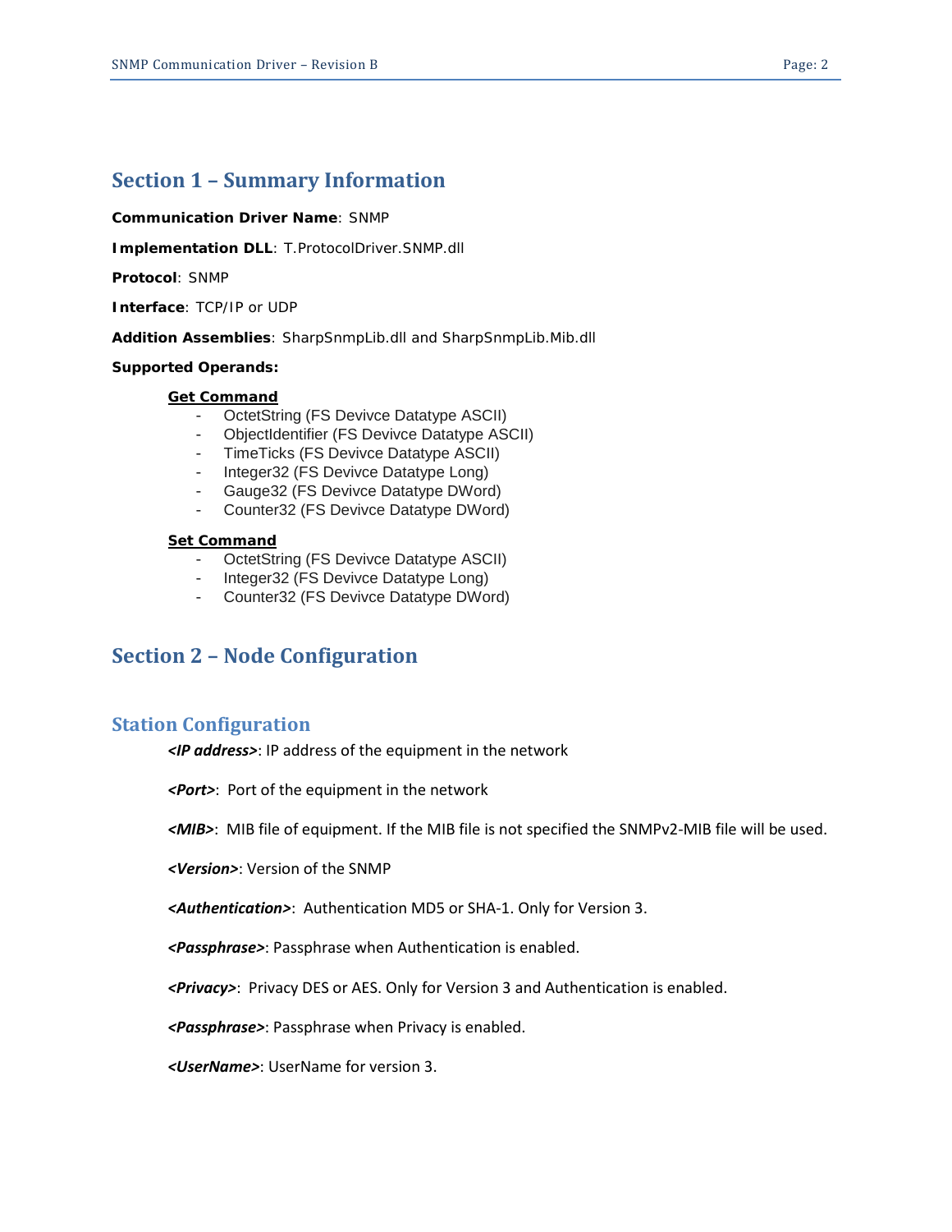# Section 1 – Summary Information

**Communication Driver Name**: SNMP

**Implementation DLL**: T.ProtocolDriver.SNMP.dll

**Protocol**: SNMP

**Interface**: TCP/IP or UDP

**Addition Assemblies**: SharpSnmpLib.dll and SharpSnmpLib.Mib.dll

**Supported Operands:**

**<u>Get Command</u>**

- OctetString (FS Devivce Datatype ASCII)
- ObjectIdentifier (FS Devivce Datatype ASCII)
- TimeTicks (FS Devivce Datatype ASCII)
- Integer32 (FS Devivce Datatype Long)
- Gauge32 (FS Devivce Datatype DWord)
- Counter32 (FS Devivce Datatype DWord)

**<u>Set Command</u>**

- OctetString (FS Devivce Datatype ASCII)
- Integer32 (FS Devivce Datatype Long)
- Counter32 (FS Devivce Datatype DWord)

# Section 2 – Node Configuration

## Station Configuration

***<IP address>***: IP address of the equipment in the network

***<Port>***: Port of the equipment in the network

***<MIB>***: MIB file of equipment. If the MIB file is not specified the SNMPv2-MIB file will be used.

***<Version>***: Version of the SNMP

***<Authentication>***: Authentication MD5 or SHA-1. Only for Version 3.

***<Passphrase>***: Passphrase when Authentication is enabled.

***<Privacy>***: Privacy DES or AES. Only for Version 3 and Authentication is enabled.

***<Passphrase>***: Passphrase when Privacy is enabled.

***<UserName>***: UserName for version 3.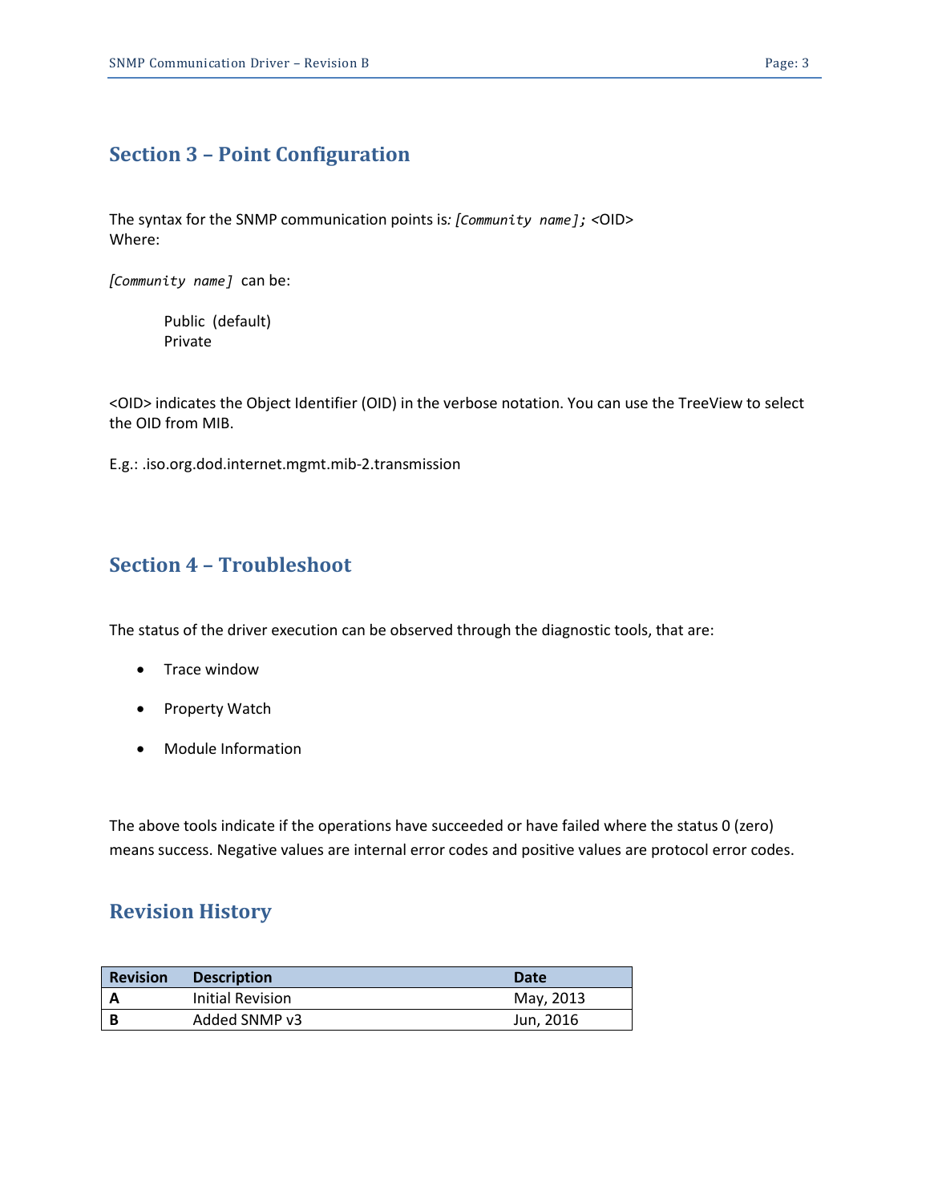## Section 3 – Point Configuration

The syntax for the SNMP communication points is*: `[Community name];`* <OID>
Where:

*`[Community name]`* can be:

Public (default)
Private

<OID> indicates the Object Identifier (OID) in the verbose notation. You can use the TreeView to select the OID from MIB.

E.g.: .iso.org.dod.internet.mgmt.mib-2.transmission

## Section 4 – Troubleshoot

The status of the driver execution can be observed through the diagnostic tools, that are:

- Trace window
- Property Watch
- Module Information

The above tools indicate if the operations have succeeded or have failed where the status 0 (zero) means success. Negative values are internal error codes and positive values are protocol error codes.

## Revision History

| Revision | Description | Date |
| --- | --- | --- |
| **A** | Initial Revision | May, 2013 |
| **B** | Added SNMP v3 | Jun, 2016 |